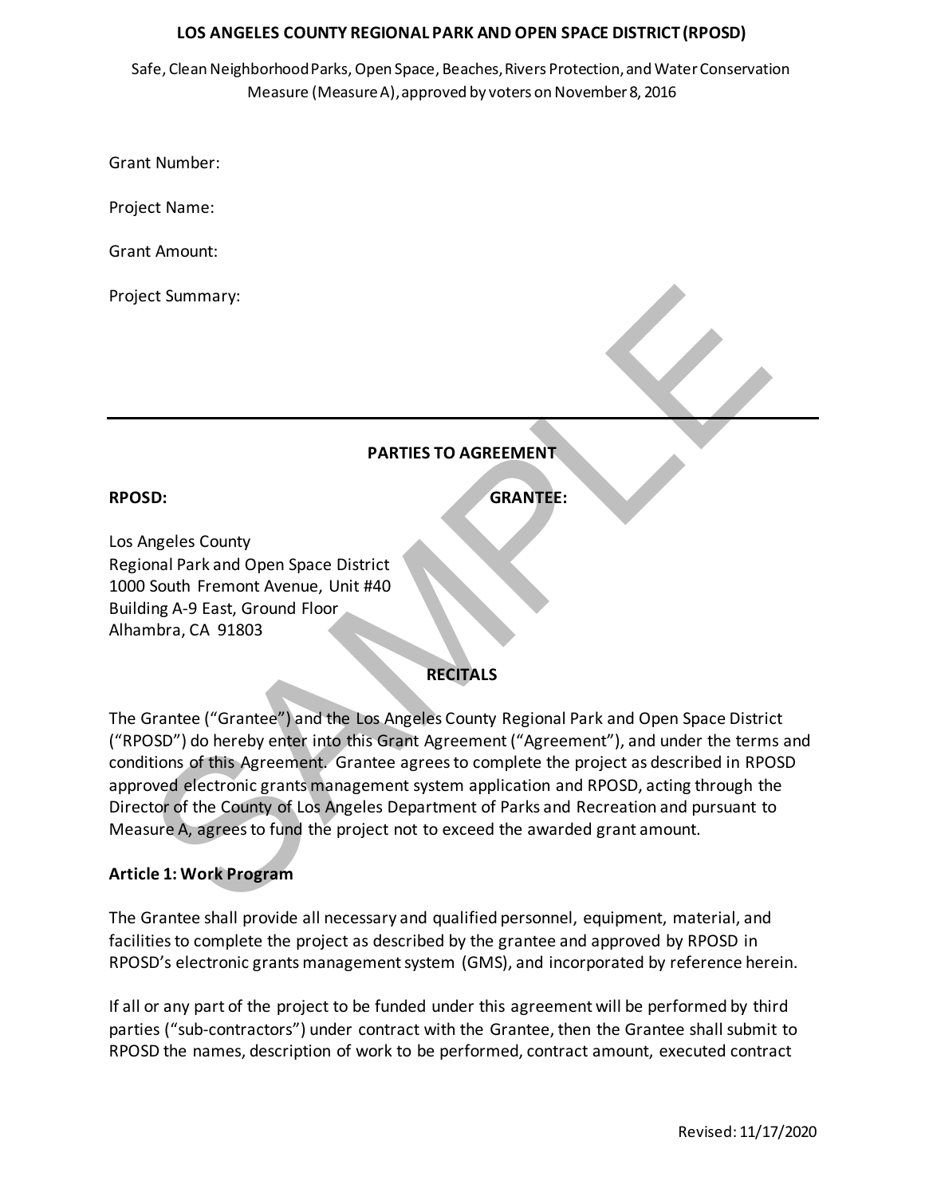**LOS ANGELES COUNTY REGIONAL PARK AND OPEN SPACE DISTRICT (RPOSD)**

Safe, Clean Neighborhood Parks, Open Space, Beaches, Rivers Protection, and Water Conservation Measure (Measure A), approved by voters on November 8, 2016

Grant Number:

Project Name:

Grant Amount:

Project Summary:

---

**PARTIES TO AGREEMENT**

**RPOSD:**

Los Angeles County
Regional Park and Open Space District
1000 South Fremont Avenue, Unit #40
Building A-9 East, Ground Floor
Alhambra, CA 91803

**GRANTEE:**

**RECITALS**

The Grantee ("Grantee") and the Los Angeles County Regional Park and Open Space District ("RPOSD") do hereby enter into this Grant Agreement ("Agreement"), and under the terms and conditions of this Agreement. Grantee agrees to complete the project as described in RPOSD approved electronic grants management system application and RPOSD, acting through the Director of the County of Los Angeles Department of Parks and Recreation and pursuant to Measure A, agrees to fund the project not to exceed the awarded grant amount.

**Article 1: Work Program**

The Grantee shall provide all necessary and qualified personnel, equipment, material, and facilities to complete the project as described by the grantee and approved by RPOSD in RPOSD's electronic grants management system (GMS), and incorporated by reference herein.

If all or any part of the project to be funded under this agreement will be performed by third parties ("sub-contractors") under contract with the Grantee, then the Grantee shall submit to RPOSD the names, description of work to be performed, contract amount, executed contract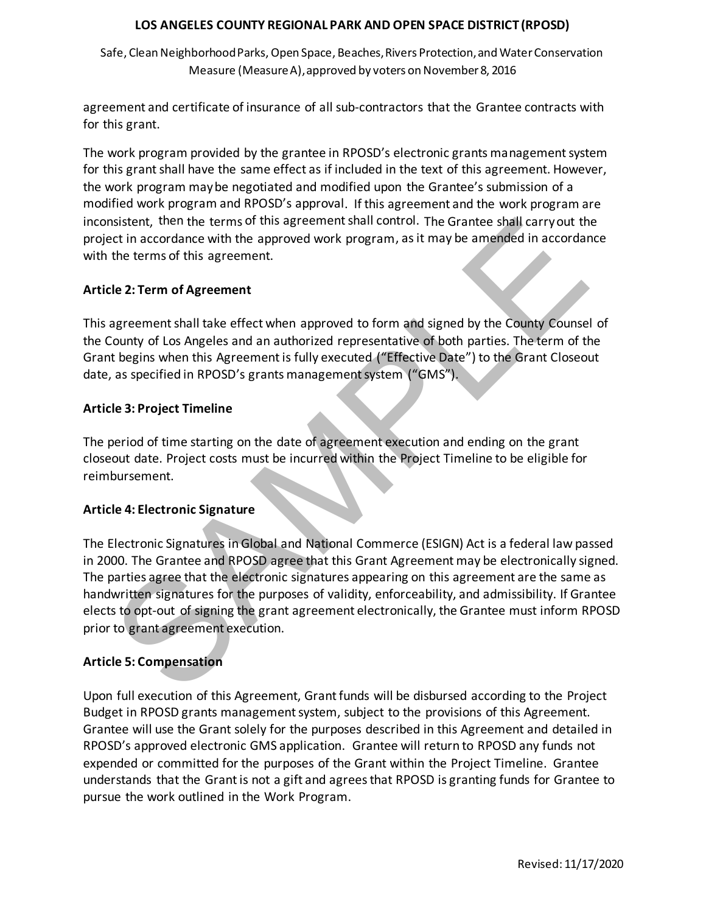agreement and certificate of insurance of all sub-contractors that the Grantee contracts with for this grant.

The work program provided by the grantee in RPOSD's electronic grants management system for this grant shall have the same effect as if included in the text of this agreement. However, the work program may be negotiated and modified upon the Grantee's submission of a modified work program and RPOSD's approval. If this agreement and the work program are inconsistent, then the terms of this agreement shall control. The Grantee shall carry out the project in accordance with the approved work program, as it may be amended in accordance with the terms of this agreement.

### Article 2: Term of Agreement

This agreement shall take effect when approved to form and signed by the County Counsel of the County of Los Angeles and an authorized representative of both parties. The term of the Grant begins when this Agreement is fully executed ("Effective Date") to the Grant Closeout date, as specified in RPOSD's grants management system ("GMS").

### Article 3: Project Timeline

The period of time starting on the date of agreement execution and ending on the grant closeout date. Project costs must be incurred within the Project Timeline to be eligible for reimbursement.

### Article 4: Electronic Signature

The Electronic Signatures in Global and National Commerce (ESIGN) Act is a federal law passed in 2000. The Grantee and RPOSD agree that this Grant Agreement may be electronically signed. The parties agree that the electronic signatures appearing on this agreement are the same as handwritten signatures for the purposes of validity, enforceability, and admissibility. If Grantee elects to opt-out of signing the grant agreement electronically, the Grantee must inform RPOSD prior to grant agreement execution.

### Article 5: Compensation

Upon full execution of this Agreement, Grant funds will be disbursed according to the Project Budget in RPOSD grants management system, subject to the provisions of this Agreement. Grantee will use the Grant solely for the purposes described in this Agreement and detailed in RPOSD's approved electronic GMS application. Grantee will return to RPOSD any funds not expended or committed for the purposes of the Grant within the Project Timeline. Grantee understands that the Grant is not a gift and agrees that RPOSD is granting funds for Grantee to pursue the work outlined in the Work Program.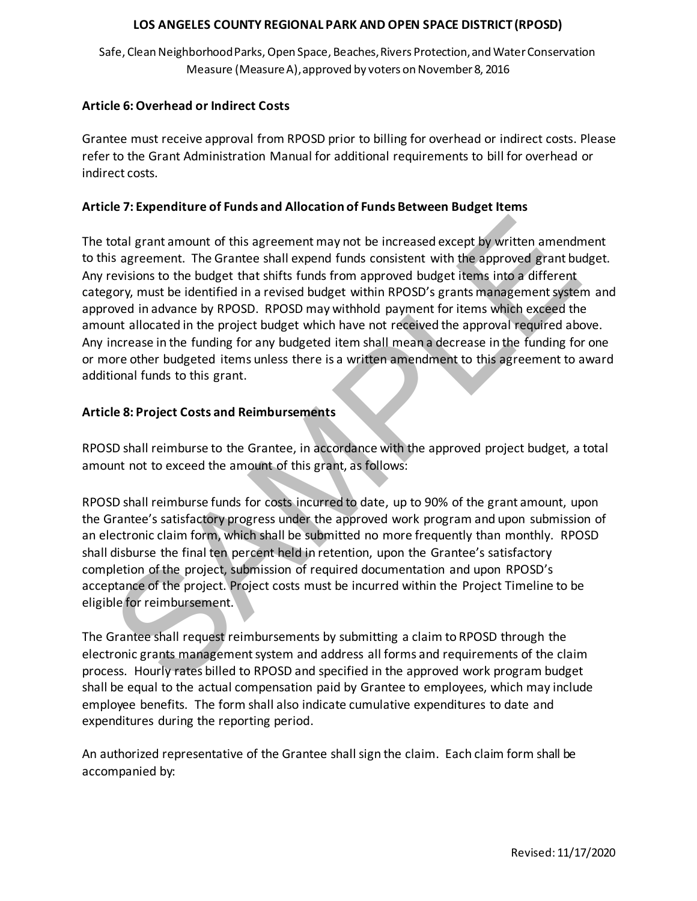### Article 6: Overhead or Indirect Costs

Grantee must receive approval from RPOSD prior to billing for overhead or indirect costs. Please refer to the Grant Administration Manual for additional requirements to bill for overhead or indirect costs.

### Article 7: Expenditure of Funds and Allocation of Funds Between Budget Items

The total grant amount of this agreement may not be increased except by written amendment to this agreement. The Grantee shall expend funds consistent with the approved grant budget. Any revisions to the budget that shifts funds from approved budget items into a different category, must be identified in a revised budget within RPOSD's grants management system and approved in advance by RPOSD. RPOSD may withhold payment for items which exceed the amount allocated in the project budget which have not received the approval required above. Any increase in the funding for any budgeted item shall mean a decrease in the funding for one or more other budgeted items unless there is a written amendment to this agreement to award additional funds to this grant.

### Article 8: Project Costs and Reimbursements

RPOSD shall reimburse to the Grantee, in accordance with the approved project budget, a total amount not to exceed the amount of this grant, as follows:

RPOSD shall reimburse funds for costs incurred to date, up to 90% of the grant amount, upon the Grantee's satisfactory progress under the approved work program and upon submission of an electronic claim form, which shall be submitted no more frequently than monthly. RPOSD shall disburse the final ten percent held in retention, upon the Grantee's satisfactory completion of the project, submission of required documentation and upon RPOSD's acceptance of the project. Project costs must be incurred within the Project Timeline to be eligible for reimbursement.

The Grantee shall request reimbursements by submitting a claim to RPOSD through the electronic grants management system and address all forms and requirements of the claim process. Hourly rates billed to RPOSD and specified in the approved work program budget shall be equal to the actual compensation paid by Grantee to employees, which may include employee benefits. The form shall also indicate cumulative expenditures to date and expenditures during the reporting period.

An authorized representative of the Grantee shall sign the claim. Each claim form shall be accompanied by: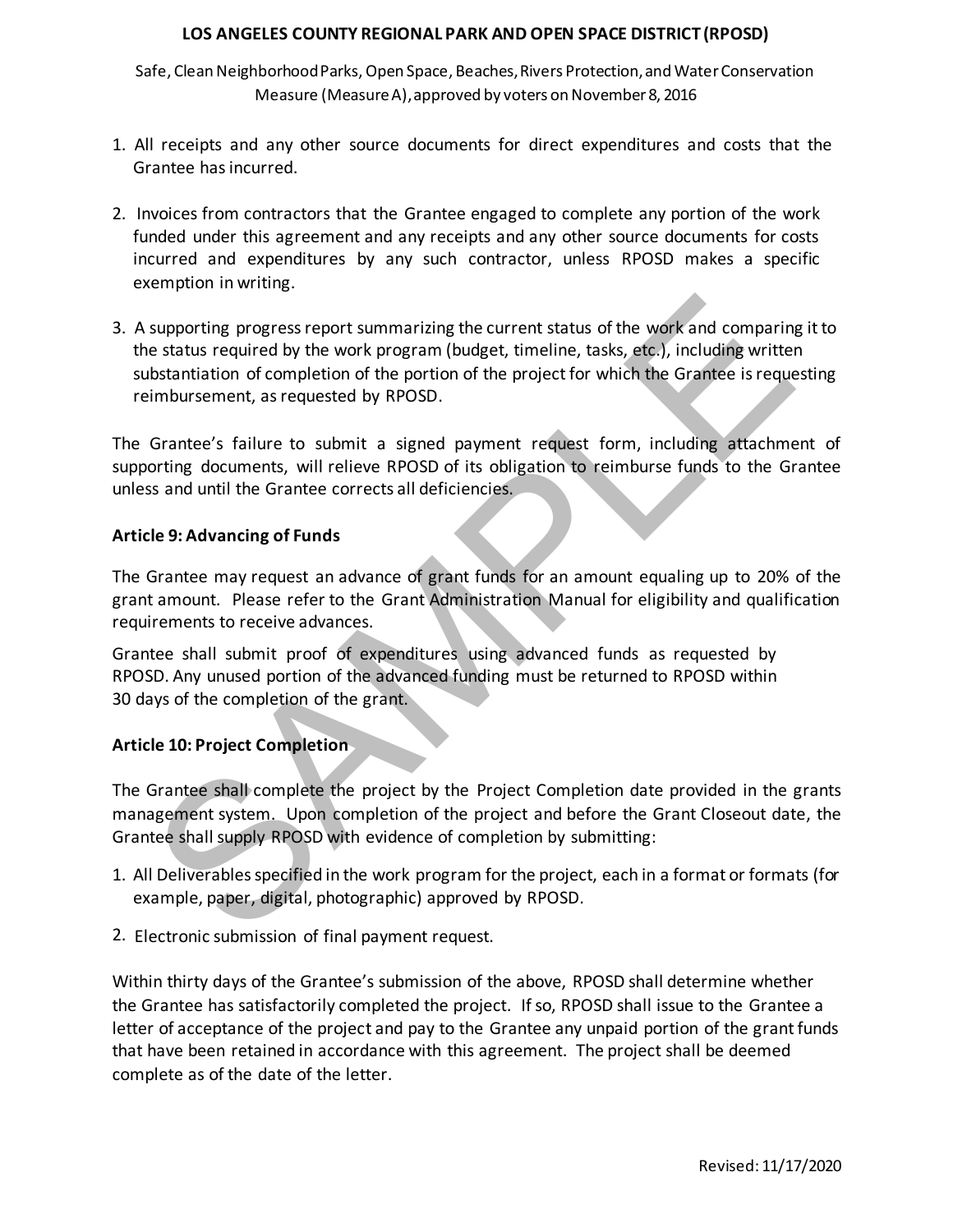1. All receipts and any other source documents for direct expenditures and costs that the Grantee has incurred.

2. Invoices from contractors that the Grantee engaged to complete any portion of the work funded under this agreement and any receipts and any other source documents for costs incurred and expenditures by any such contractor, unless RPOSD makes a specific exemption in writing.

3. A supporting progress report summarizing the current status of the work and comparing it to the status required by the work program (budget, timeline, tasks, etc.), including written substantiation of completion of the portion of the project for which the Grantee is requesting reimbursement, as requested by RPOSD.

The Grantee's failure to submit a signed payment request form, including attachment of supporting documents, will relieve RPOSD of its obligation to reimburse funds to the Grantee unless and until the Grantee corrects all deficiencies.

### Article 9: Advancing of Funds

The Grantee may request an advance of grant funds for an amount equaling up to 20% of the grant amount. Please refer to the Grant Administration Manual for eligibility and qualification requirements to receive advances.

Grantee shall submit proof of expenditures using advanced funds as requested by RPOSD. Any unused portion of the advanced funding must be returned to RPOSD within 30 days of the completion of the grant.

### Article 10: Project Completion

The Grantee shall complete the project by the Project Completion date provided in the grants management system. Upon completion of the project and before the Grant Closeout date, the Grantee shall supply RPOSD with evidence of completion by submitting:

1. All Deliverables specified in the work program for the project, each in a format or formats (for example, paper, digital, photographic) approved by RPOSD.

2. Electronic submission of final payment request.

Within thirty days of the Grantee's submission of the above, RPOSD shall determine whether the Grantee has satisfactorily completed the project. If so, RPOSD shall issue to the Grantee a letter of acceptance of the project and pay to the Grantee any unpaid portion of the grant funds that have been retained in accordance with this agreement. The project shall be deemed complete as of the date of the letter.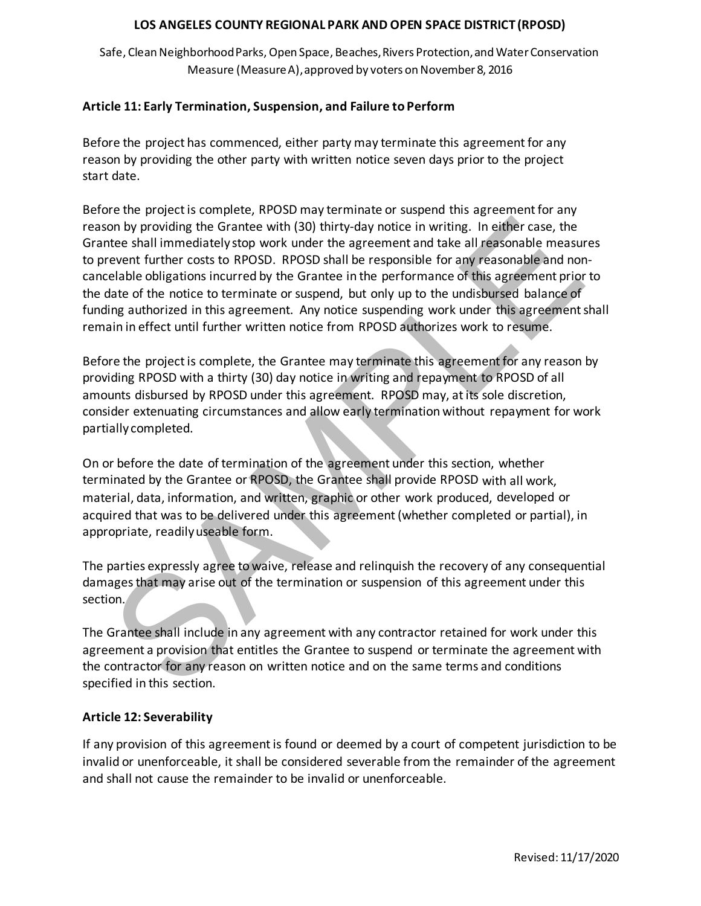## Article 11: Early Termination, Suspension, and Failure to Perform

Before the project has commenced, either party may terminate this agreement for any reason by providing the other party with written notice seven days prior to the project start date.

Before the project is complete, RPOSD may terminate or suspend this agreement for any reason by providing the Grantee with (30) thirty-day notice in writing. In either case, the Grantee shall immediately stop work under the agreement and take all reasonable measures to prevent further costs to RPOSD. RPOSD shall be responsible for any reasonable and non-cancelable obligations incurred by the Grantee in the performance of this agreement prior to the date of the notice to terminate or suspend, but only up to the undisbursed balance of funding authorized in this agreement. Any notice suspending work under this agreement shall remain in effect until further written notice from RPOSD authorizes work to resume.

Before the project is complete, the Grantee may terminate this agreement for any reason by providing RPOSD with a thirty (30) day notice in writing and repayment to RPOSD of all amounts disbursed by RPOSD under this agreement. RPOSD may, at its sole discretion, consider extenuating circumstances and allow early termination without repayment for work partially completed.

On or before the date of termination of the agreement under this section, whether terminated by the Grantee or RPOSD, the Grantee shall provide RPOSD with all work, material, data, information, and written, graphic or other work produced, developed or acquired that was to be delivered under this agreement (whether completed or partial), in appropriate, readily useable form.

The parties expressly agree to waive, release and relinquish the recovery of any consequential damages that may arise out of the termination or suspension of this agreement under this section.

The Grantee shall include in any agreement with any contractor retained for work under this agreement a provision that entitles the Grantee to suspend or terminate the agreement with the contractor for any reason on written notice and on the same terms and conditions specified in this section.

## Article 12: Severability

If any provision of this agreement is found or deemed by a court of competent jurisdiction to be invalid or unenforceable, it shall be considered severable from the remainder of the agreement and shall not cause the remainder to be invalid or unenforceable.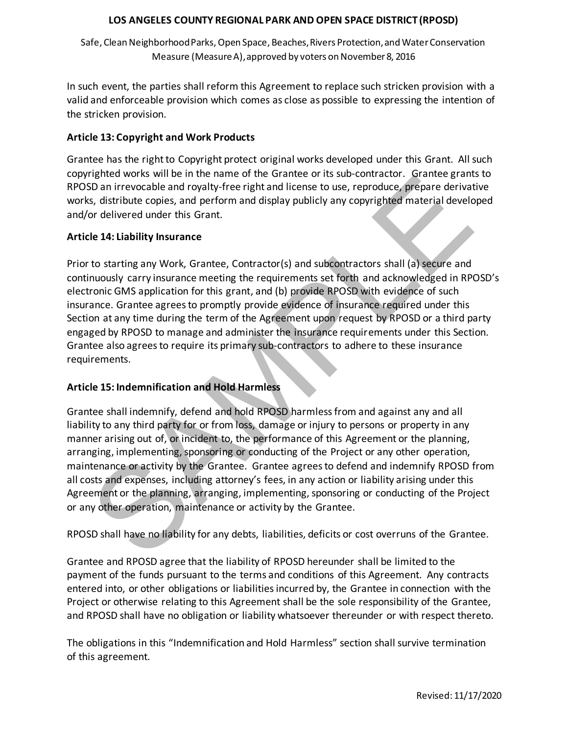In such event, the parties shall reform this Agreement to replace such stricken provision with a valid and enforceable provision which comes as close as possible to expressing the intention of the stricken provision.

**Article 13: Copyright and Work Products**

Grantee has the right to Copyright protect original works developed under this Grant. All such copyrighted works will be in the name of the Grantee or its sub-contractor. Grantee grants to RPOSD an irrevocable and royalty-free right and license to use, reproduce, prepare derivative works, distribute copies, and perform and display publicly any copyrighted material developed and/or delivered under this Grant.

**Article 14: Liability Insurance**

Prior to starting any Work, Grantee, Contractor(s) and subcontractors shall (a) secure and continuously carry insurance meeting the requirements set forth and acknowledged in RPOSD's electronic GMS application for this grant, and (b) provide RPOSD with evidence of such insurance. Grantee agrees to promptly provide evidence of insurance required under this Section at any time during the term of the Agreement upon request by RPOSD or a third party engaged by RPOSD to manage and administer the insurance requirements under this Section. Grantee also agrees to require its primary sub-contractors to adhere to these insurance requirements.

**Article 15: Indemnification and Hold Harmless**

Grantee shall indemnify, defend and hold RPOSD harmless from and against any and all liability to any third party for or from loss, damage or injury to persons or property in any manner arising out of, or incident to, the performance of this Agreement or the planning, arranging, implementing, sponsoring or conducting of the Project or any other operation, maintenance or activity by the Grantee. Grantee agrees to defend and indemnify RPOSD from all costs and expenses, including attorney's fees, in any action or liability arising under this Agreement or the planning, arranging, implementing, sponsoring or conducting of the Project or any other operation, maintenance or activity by the Grantee.

RPOSD shall have no liability for any debts, liabilities, deficits or cost overruns of the Grantee.

Grantee and RPOSD agree that the liability of RPOSD hereunder shall be limited to the payment of the funds pursuant to the terms and conditions of this Agreement. Any contracts entered into, or other obligations or liabilities incurred by, the Grantee in connection with the Project or otherwise relating to this Agreement shall be the sole responsibility of the Grantee, and RPOSD shall have no obligation or liability whatsoever thereunder or with respect thereto.

The obligations in this "Indemnification and Hold Harmless" section shall survive termination of this agreement.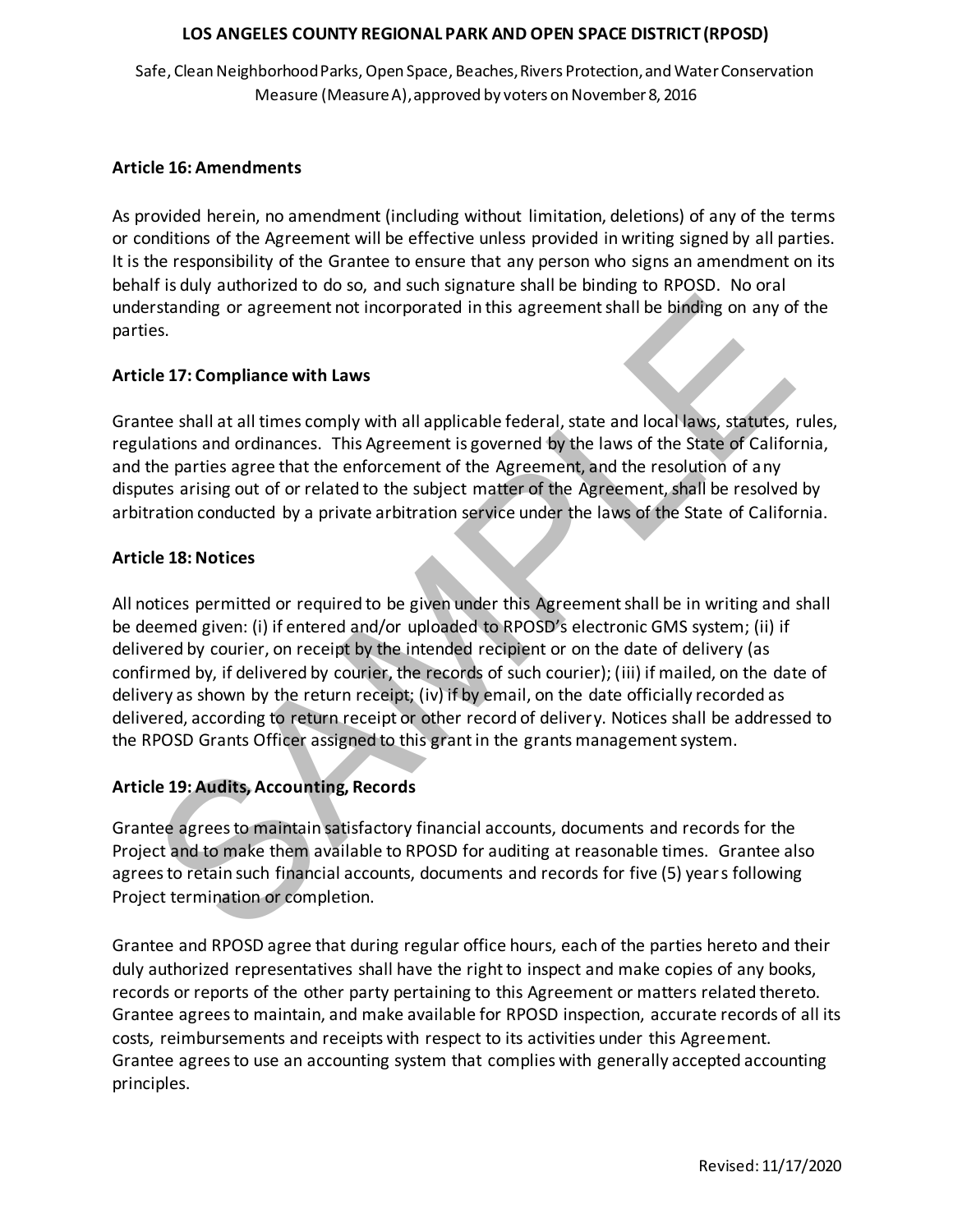### Article 16: Amendments

As provided herein, no amendment (including without limitation, deletions) of any of the terms or conditions of the Agreement will be effective unless provided in writing signed by all parties. It is the responsibility of the Grantee to ensure that any person who signs an amendment on its behalf is duly authorized to do so, and such signature shall be binding to RPOSD. No oral understanding or agreement not incorporated in this agreement shall be binding on any of the parties.

### Article 17: Compliance with Laws

Grantee shall at all times comply with all applicable federal, state and local laws, statutes, rules, regulations and ordinances. This Agreement is governed by the laws of the State of California, and the parties agree that the enforcement of the Agreement, and the resolution of any disputes arising out of or related to the subject matter of the Agreement, shall be resolved by arbitration conducted by a private arbitration service under the laws of the State of California.

### Article 18: Notices

All notices permitted or required to be given under this Agreement shall be in writing and shall be deemed given: (i) if entered and/or uploaded to RPOSD's electronic GMS system; (ii) if delivered by courier, on receipt by the intended recipient or on the date of delivery (as confirmed by, if delivered by courier, the records of such courier); (iii) if mailed, on the date of delivery as shown by the return receipt; (iv) if by email, on the date officially recorded as delivered, according to return receipt or other record of delivery. Notices shall be addressed to the RPOSD Grants Officer assigned to this grant in the grants management system.

### Article 19: Audits, Accounting, Records

Grantee agrees to maintain satisfactory financial accounts, documents and records for the Project and to make them available to RPOSD for auditing at reasonable times. Grantee also agrees to retain such financial accounts, documents and records for five (5) years following Project termination or completion.

Grantee and RPOSD agree that during regular office hours, each of the parties hereto and their duly authorized representatives shall have the right to inspect and make copies of any books, records or reports of the other party pertaining to this Agreement or matters related thereto. Grantee agrees to maintain, and make available for RPOSD inspection, accurate records of all its costs, reimbursements and receipts with respect to its activities under this Agreement. Grantee agrees to use an accounting system that complies with generally accepted accounting principles.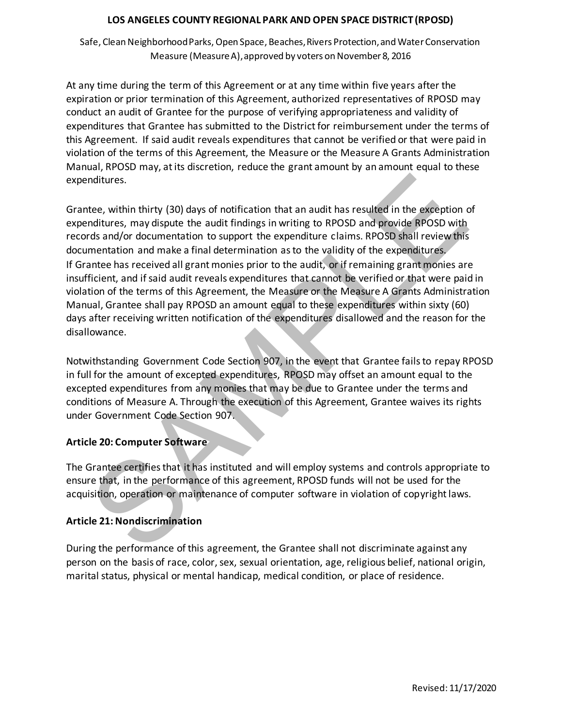At any time during the term of this Agreement or at any time within five years after the expiration or prior termination of this Agreement, authorized representatives of RPOSD may conduct an audit of Grantee for the purpose of verifying appropriateness and validity of expenditures that Grantee has submitted to the District for reimbursement under the terms of this Agreement. If said audit reveals expenditures that cannot be verified or that were paid in violation of the terms of this Agreement, the Measure or the Measure A Grants Administration Manual, RPOSD may, at its discretion, reduce the grant amount by an amount equal to these expenditures.

Grantee, within thirty (30) days of notification that an audit has resulted in the exception of expenditures, may dispute the audit findings in writing to RPOSD and provide RPOSD with records and/or documentation to support the expenditure claims. RPOSD shall review this documentation and make a final determination as to the validity of the expenditures. If Grantee has received all grant monies prior to the audit, or if remaining grant monies are insufficient, and if said audit reveals expenditures that cannot be verified or that were paid in violation of the terms of this Agreement, the Measure or the Measure A Grants Administration Manual, Grantee shall pay RPOSD an amount equal to these expenditures within sixty (60) days after receiving written notification of the expenditures disallowed and the reason for the disallowance.

Notwithstanding Government Code Section 907, in the event that Grantee fails to repay RPOSD in full for the amount of excepted expenditures, RPOSD may offset an amount equal to the excepted expenditures from any monies that may be due to Grantee under the terms and conditions of Measure A. Through the execution of this Agreement, Grantee waives its rights under Government Code Section 907.

### Article 20: Computer Software

The Grantee certifies that it has instituted and will employ systems and controls appropriate to ensure that, in the performance of this agreement, RPOSD funds will not be used for the acquisition, operation or maintenance of computer software in violation of copyright laws.

### Article 21: Nondiscrimination

During the performance of this agreement, the Grantee shall not discriminate against any person on the basis of race, color, sex, sexual orientation, age, religious belief, national origin, marital status, physical or mental handicap, medical condition, or place of residence.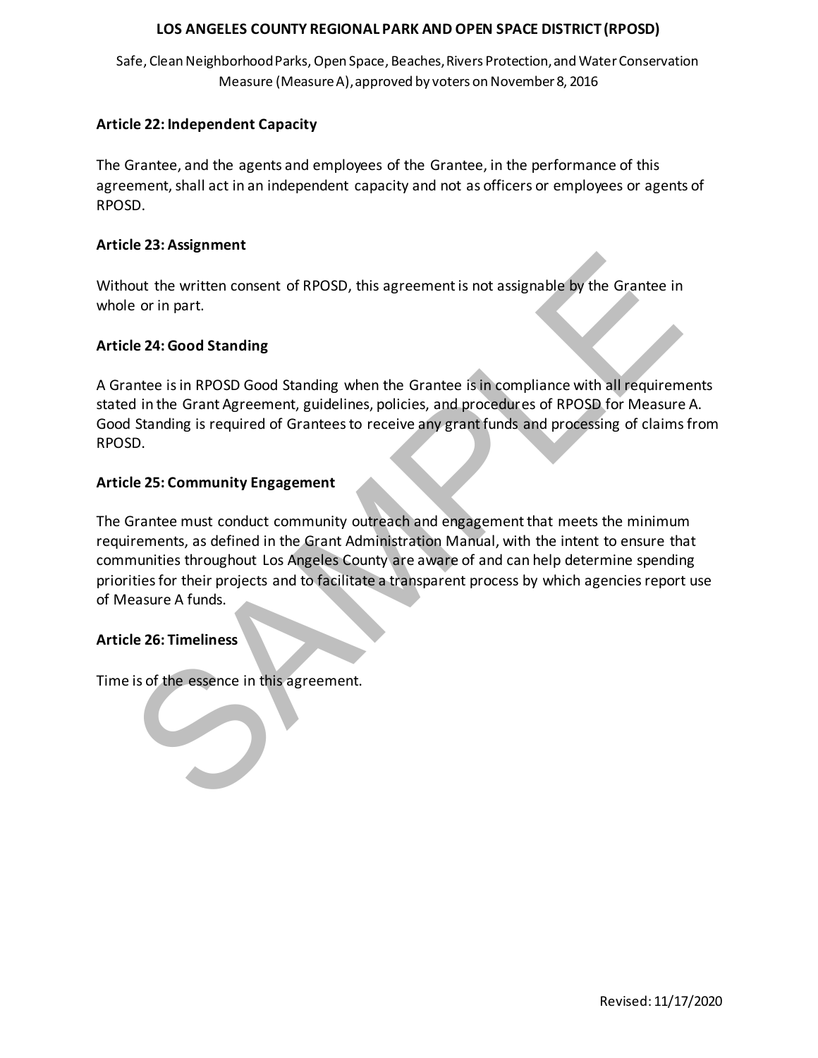### Article 22: Independent Capacity

The Grantee, and the agents and employees of the Grantee, in the performance of this agreement, shall act in an independent capacity and not as officers or employees or agents of RPOSD.

### Article 23: Assignment

Without the written consent of RPOSD, this agreement is not assignable by the Grantee in whole or in part.

### Article 24: Good Standing

A Grantee is in RPOSD Good Standing when the Grantee is in compliance with all requirements stated in the Grant Agreement, guidelines, policies, and procedures of RPOSD for Measure A. Good Standing is required of Grantees to receive any grant funds and processing of claims from RPOSD.

### Article 25: Community Engagement

The Grantee must conduct community outreach and engagement that meets the minimum requirements, as defined in the Grant Administration Manual, with the intent to ensure that communities throughout Los Angeles County are aware of and can help determine spending priorities for their projects and to facilitate a transparent process by which agencies report use of Measure A funds.

### Article 26: Timeliness

Time is of the essence in this agreement.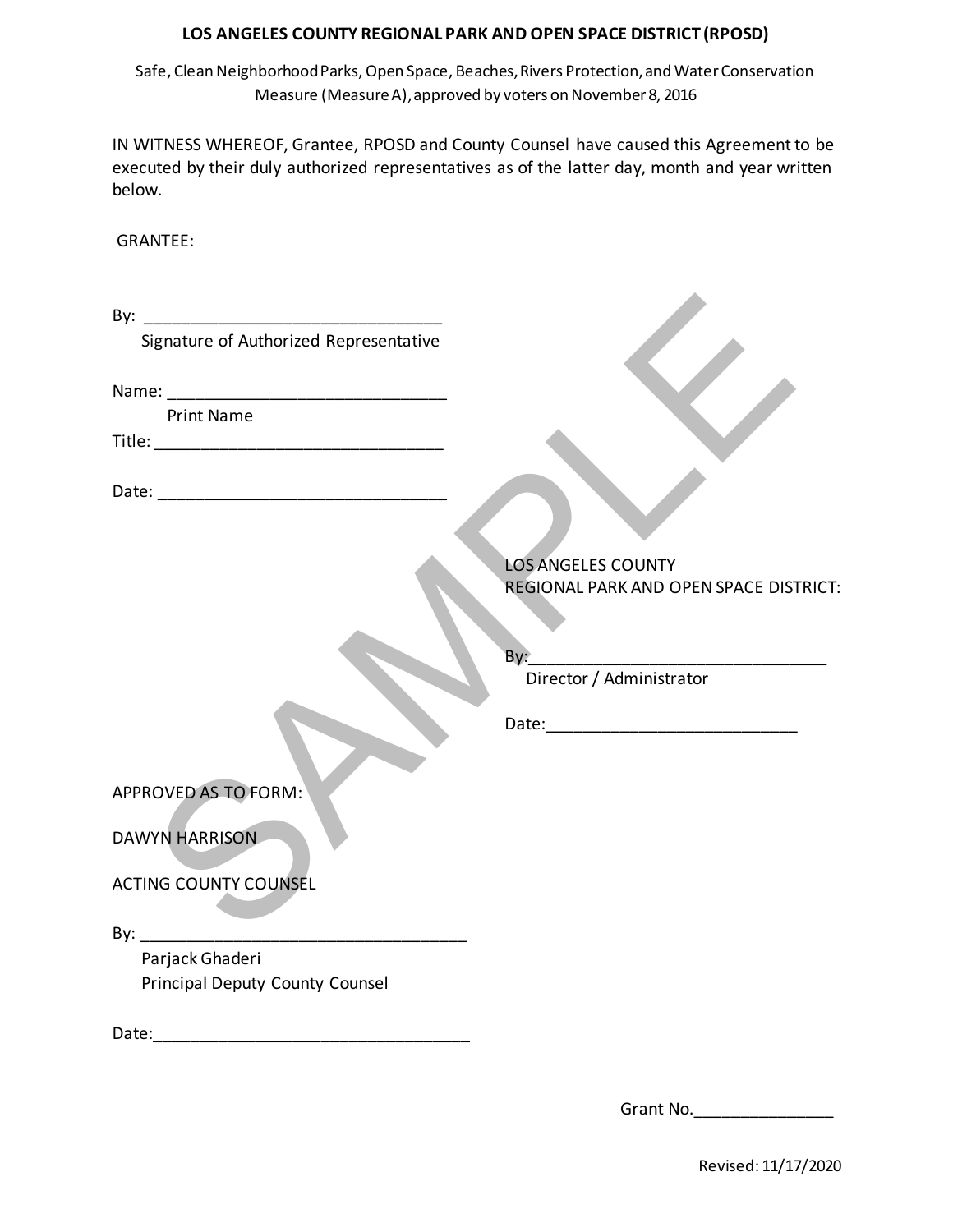**LOS ANGELES COUNTY REGIONAL PARK AND OPEN SPACE DISTRICT (RPOSD)**

Safe, Clean Neighborhood Parks, Open Space, Beaches, Rivers Protection, and Water Conservation Measure (Measure A), approved by voters on November 8, 2016

IN WITNESS WHEREOF, Grantee, RPOSD and County Counsel have caused this Agreement to be executed by their duly authorized representatives as of the latter day, month and year written below.

GRANTEE:

By: ________________________________
Signature of Authorized Representative

Name: ______________________________
Print Name

Title: ______________________________

Date: ______________________________

LOS ANGELES COUNTY
REGIONAL PARK AND OPEN SPACE DISTRICT:

By:_________________________________
Director / Administrator

Date:____________________________

APPROVED AS TO FORM:

DAWYN HARRISON

ACTING COUNTY COUNSEL

By: ___________________________________
Parjack Ghaderi
Principal Deputy County Counsel

Date:__________________________________

SAMPLE

Grant No._______________

Revised: 11/17/2020